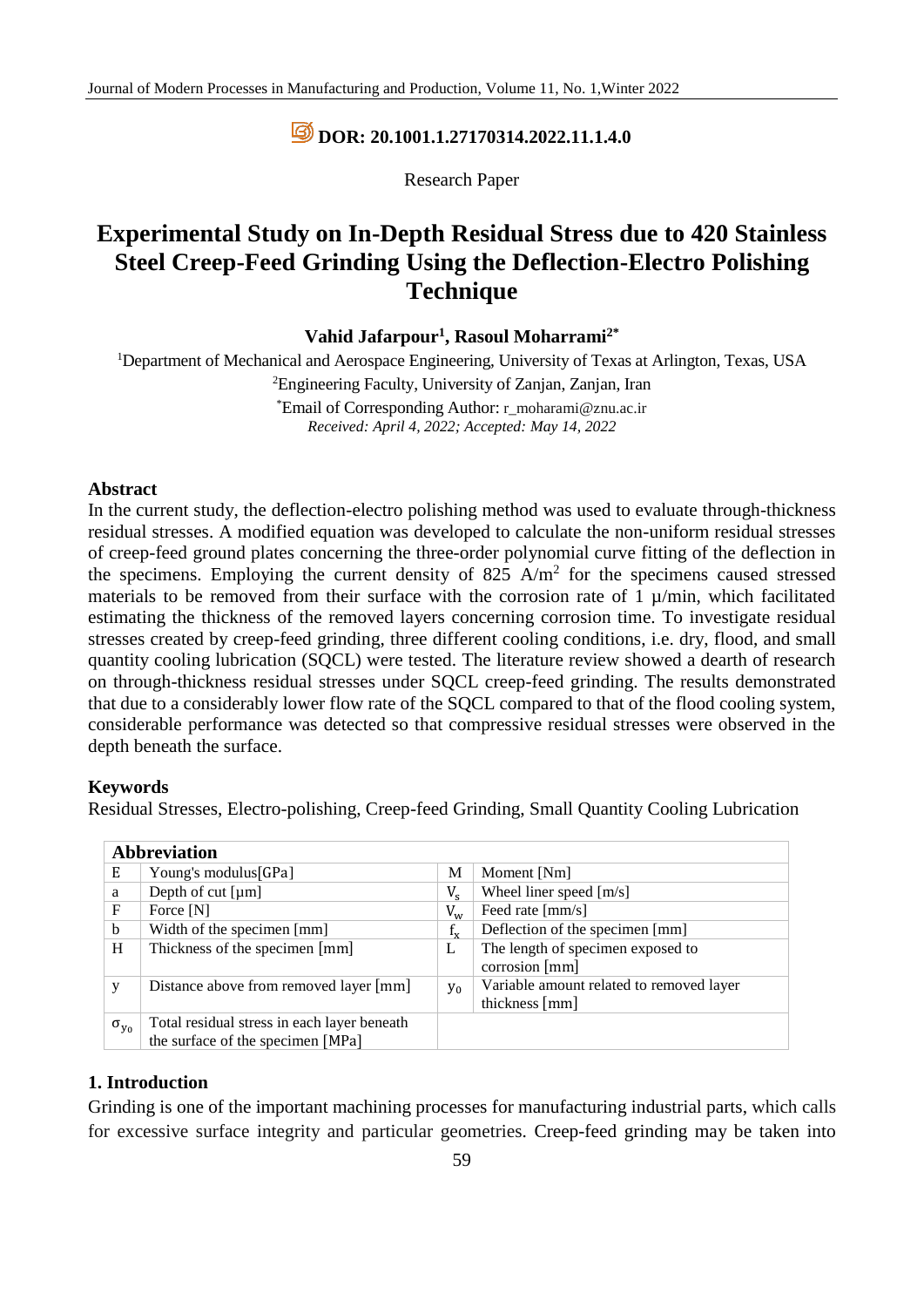**DOR: 20.1001.1.27170314.2022.11.1.4.0**

Research Paper

# Experimental Study on In-Depth Residual Stress due to 420 Stainless Steel Creep-Feed Grinding Using the Deflection-Electro Polishing Technique

**Vahid Jafarpour[1], Rasoul Moharrami[2*]**

[1]Department of Mechanical and Aerospace Engineering, University of Texas at Arlington, Texas, USA

[2]Engineering Faculty, University of Zanjan, Zanjan, Iran

[*]Email of Corresponding Author: r_moharami@znu.ac.ir

*Received: April 4, 2022; Accepted: May 14, 2022*

### Abstract

In the current study, the deflection-electro polishing method was used to evaluate through-thickness residual stresses. A modified equation was developed to calculate the non-uniform residual stresses of creep-feed ground plates concerning the three-order polynomial curve fitting of the deflection in the specimens. Employing the current density of 825 $A/m^2$ for the specimens caused stressed materials to be removed from their surface with the corrosion rate of 1 µ/min, which facilitated estimating the thickness of the removed layers concerning corrosion time. To investigate residual stresses created by creep-feed grinding, three different cooling conditions, i.e. dry, flood, and small quantity cooling lubrication (SQCL) were tested. The literature review showed a dearth of research on through-thickness residual stresses under SQCL creep-feed grinding. The results demonstrated that due to a considerably lower flow rate of the SQCL compared to that of the flood cooling system, considerable performance was detected so that compressive residual stresses were observed in the depth beneath the surface.

### Keywords

Residual Stresses, Electro-polishing, Creep-feed Grinding, Small Quantity Cooling Lubrication

| **Abbreviation** | | | |
|---|---|---|---|
| E | Young's modulus[GPa] | M | Moment [Nm] |
| a | Depth of cut [µm] | $V_s$ | Wheel liner speed [m/s] |
| F | Force [N] | $V_w$ | Feed rate [mm/s] |
| b | Width of the specimen [mm] | $f_x$ | Deflection of the specimen [mm] |
| H | Thickness of the specimen [mm] | L | The length of specimen exposed to corrosion [mm] |
| y | Distance above from removed layer [mm] | $y_0$ | Variable amount related to removed layer thickness [mm] |
| $\sigma_{y_0}$ | Total residual stress in each layer beneath the surface of the specimen [MPa] | | |

## 1. Introduction

Grinding is one of the important machining processes for manufacturing industrial parts, which calls for excessive surface integrity and particular geometries. Creep-feed grinding may be taken into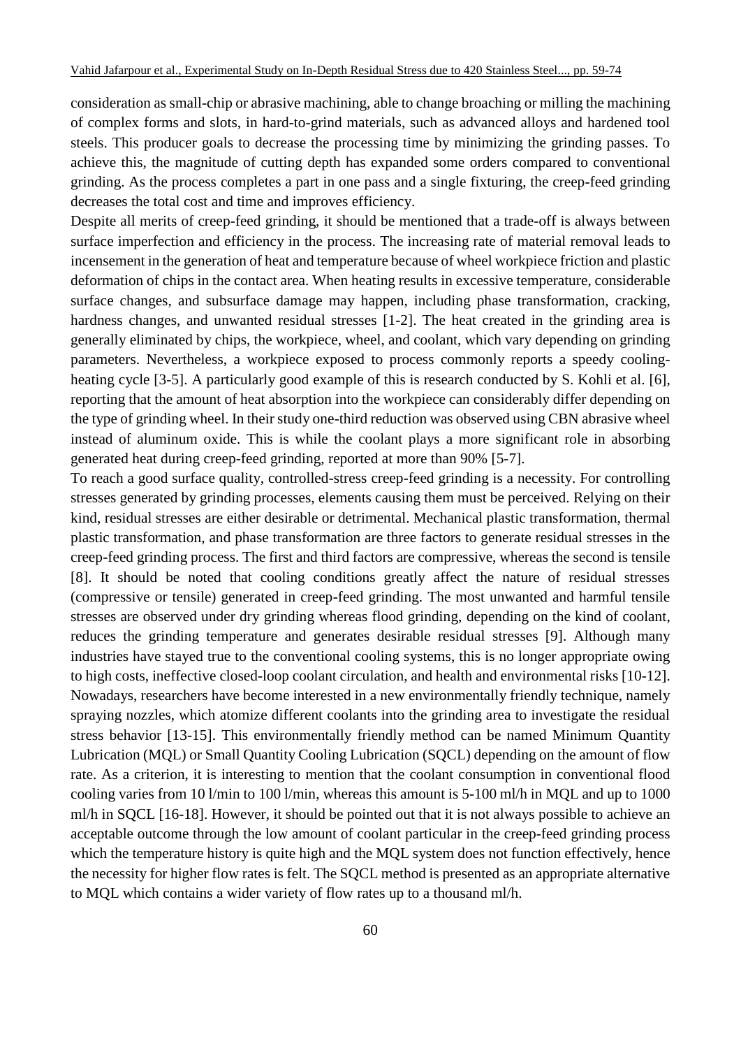consideration as small-chip or abrasive machining, able to change broaching or milling the machining of complex forms and slots, in hard-to-grind materials, such as advanced alloys and hardened tool steels. This producer goals to decrease the processing time by minimizing the grinding passes. To achieve this, the magnitude of cutting depth has expanded some orders compared to conventional grinding. As the process completes a part in one pass and a single fixturing, the creep-feed grinding decreases the total cost and time and improves efficiency.

Despite all merits of creep-feed grinding, it should be mentioned that a trade-off is always between surface imperfection and efficiency in the process. The increasing rate of material removal leads to incensement in the generation of heat and temperature because of wheel workpiece friction and plastic deformation of chips in the contact area. When heating results in excessive temperature, considerable surface changes, and subsurface damage may happen, including phase transformation, cracking, hardness changes, and unwanted residual stresses [1-2]. The heat created in the grinding area is generally eliminated by chips, the workpiece, wheel, and coolant, which vary depending on grinding parameters. Nevertheless, a workpiece exposed to process commonly reports a speedy cooling-heating cycle [3-5]. A particularly good example of this is research conducted by S. Kohli et al. [6], reporting that the amount of heat absorption into the workpiece can considerably differ depending on the type of grinding wheel. In their study one-third reduction was observed using CBN abrasive wheel instead of aluminum oxide. This is while the coolant plays a more significant role in absorbing generated heat during creep-feed grinding, reported at more than 90% [5-7].

To reach a good surface quality, controlled-stress creep-feed grinding is a necessity. For controlling stresses generated by grinding processes, elements causing them must be perceived. Relying on their kind, residual stresses are either desirable or detrimental. Mechanical plastic transformation, thermal plastic transformation, and phase transformation are three factors to generate residual stresses in the creep-feed grinding process. The first and third factors are compressive, whereas the second is tensile [8]. It should be noted that cooling conditions greatly affect the nature of residual stresses (compressive or tensile) generated in creep-feed grinding. The most unwanted and harmful tensile stresses are observed under dry grinding whereas flood grinding, depending on the kind of coolant, reduces the grinding temperature and generates desirable residual stresses [9]. Although many industries have stayed true to the conventional cooling systems, this is no longer appropriate owing to high costs, ineffective closed-loop coolant circulation, and health and environmental risks [10-12]. Nowadays, researchers have become interested in a new environmentally friendly technique, namely spraying nozzles, which atomize different coolants into the grinding area to investigate the residual stress behavior [13-15]. This environmentally friendly method can be named Minimum Quantity Lubrication (MQL) or Small Quantity Cooling Lubrication (SQCL) depending on the amount of flow rate. As a criterion, it is interesting to mention that the coolant consumption in conventional flood cooling varies from 10 l/min to 100 l/min, whereas this amount is 5-100 ml/h in MQL and up to 1000 ml/h in SQCL [16-18]. However, it should be pointed out that it is not always possible to achieve an acceptable outcome through the low amount of coolant particular in the creep-feed grinding process which the temperature history is quite high and the MQL system does not function effectively, hence the necessity for higher flow rates is felt. The SQCL method is presented as an appropriate alternative to MQL which contains a wider variety of flow rates up to a thousand ml/h.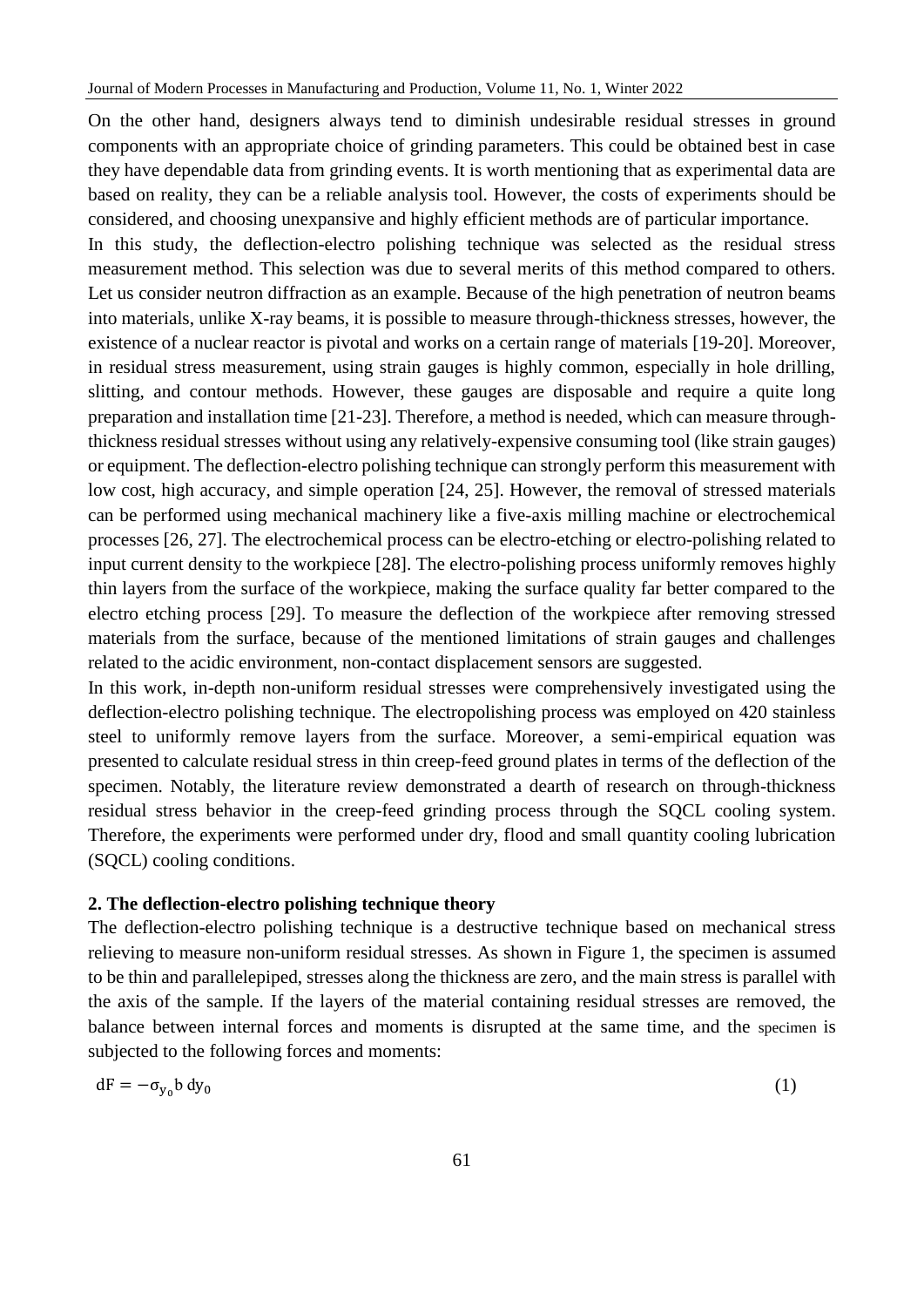On the other hand, designers always tend to diminish undesirable residual stresses in ground components with an appropriate choice of grinding parameters. This could be obtained best in case they have dependable data from grinding events. It is worth mentioning that as experimental data are based on reality, they can be a reliable analysis tool. However, the costs of experiments should be considered, and choosing unexpansive and highly efficient methods are of particular importance.

In this study, the deflection-electro polishing technique was selected as the residual stress measurement method. This selection was due to several merits of this method compared to others. Let us consider neutron diffraction as an example. Because of the high penetration of neutron beams into materials, unlike X-ray beams, it is possible to measure through-thickness stresses, however, the existence of a nuclear reactor is pivotal and works on a certain range of materials [19-20]. Moreover, in residual stress measurement, using strain gauges is highly common, especially in hole drilling, slitting, and contour methods. However, these gauges are disposable and require a quite long preparation and installation time [21-23]. Therefore, a method is needed, which can measure through-thickness residual stresses without using any relatively-expensive consuming tool (like strain gauges) or equipment. The deflection-electro polishing technique can strongly perform this measurement with low cost, high accuracy, and simple operation [24, 25]. However, the removal of stressed materials can be performed using mechanical machinery like a five-axis milling machine or electrochemical processes [26, 27]. The electrochemical process can be electro-etching or electro-polishing related to input current density to the workpiece [28]. The electro-polishing process uniformly removes highly thin layers from the surface of the workpiece, making the surface quality far better compared to the electro etching process [29]. To measure the deflection of the workpiece after removing stressed materials from the surface, because of the mentioned limitations of strain gauges and challenges related to the acidic environment, non-contact displacement sensors are suggested.

In this work, in-depth non-uniform residual stresses were comprehensively investigated using the deflection-electro polishing technique. The electropolishing process was employed on 420 stainless steel to uniformly remove layers from the surface. Moreover, a semi-empirical equation was presented to calculate residual stress in thin creep-feed ground plates in terms of the deflection of the specimen. Notably, the literature review demonstrated a dearth of research on through-thickness residual stress behavior in the creep-feed grinding process through the SQCL cooling system. Therefore, the experiments were performed under dry, flood and small quantity cooling lubrication (SQCL) cooling conditions.

## 2. The deflection-electro polishing technique theory

The deflection-electro polishing technique is a destructive technique based on mechanical stress relieving to measure non-uniform residual stresses. As shown in Figure 1, the specimen is assumed to be thin and parallelepiped, stresses along the thickness are zero, and the main stress is parallel with the axis of the sample. If the layers of the material containing residual stresses are removed, the balance between internal forces and moments is disrupted at the same time, and the specimen is subjected to the following forces and moments:

$$dF = -\sigma_{y_0} b \, dy_0 \tag{1}$$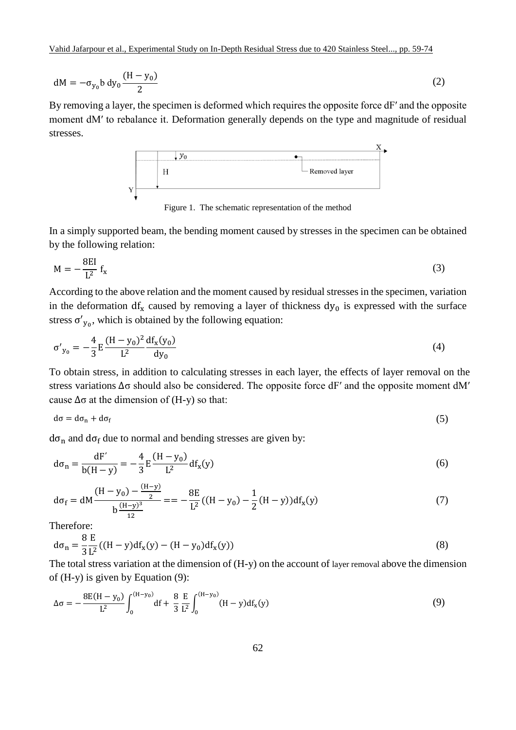$$dM = -\sigma_{y_0} b\, dy_0 \frac{(H - y_0)}{2} \tag{2}$$

By removing a layer, the specimen is deformed which requires the opposite force dF′ and the opposite moment dM′ to rebalance it. Deformation generally depends on the type and magnitude of residual stresses.

Figure 1. The schematic representation of the method

In a simply supported beam, the bending moment caused by stresses in the specimen can be obtained by the following relation:

$$M = -\frac{8EI}{L^2} f_x \tag{3}$$

According to the above relation and the moment caused by residual stresses in the specimen, variation in the deformation $df_x$ caused by removing a layer of thickness $dy_0$ is expressed with the surface stress $\sigma'_{y_0}$, which is obtained by the following equation:

$$\sigma'_{y_0} = -\frac{4}{3} E \frac{(H - y_0)^2}{L^2} \frac{df_x(y_0)}{dy_0} \tag{4}$$

To obtain stress, in addition to calculating stresses in each layer, the effects of layer removal on the stress variations $\Delta\sigma$ should also be considered. The opposite force dF′ and the opposite moment dM′ cause $\Delta\sigma$ at the dimension of (H-y) so that:

$$d\sigma = d\sigma_n + d\sigma_f \tag{5}$$

$d\sigma_n$ and $d\sigma_f$ due to normal and bending stresses are given by:

$$d\sigma_n = \frac{dF'}{b(H - y)} = -\frac{4}{3} E \frac{(H - y_0)}{L^2} df_x(y) \tag{6}$$

$$d\sigma_f = dM \frac{(H - y_0) - \frac{(H-y)}{2}}{b\frac{(H-y)^3}{12}} == -\frac{8E}{L^2}\left((H - y_0) - \frac{1}{2}(H - y)\right) df_x(y) \tag{7}$$

Therefore:

$$d\sigma_n = \frac{8}{3}\frac{E}{L^2}\left((H - y) df_x(y) - (H - y_0) df_x(y)\right) \tag{8}$$

The total stress variation at the dimension of (H-y) on the account of layer removal above the dimension of (H-y) is given by Equation (9):

$$\Delta\sigma = -\frac{8E(H - y_0)}{L^2}\int_0^{(H-y_0)} df + \frac{8}{3}\frac{E}{L^2}\int_0^{(H-y_0)} (H - y) df_x(y) \tag{9}$$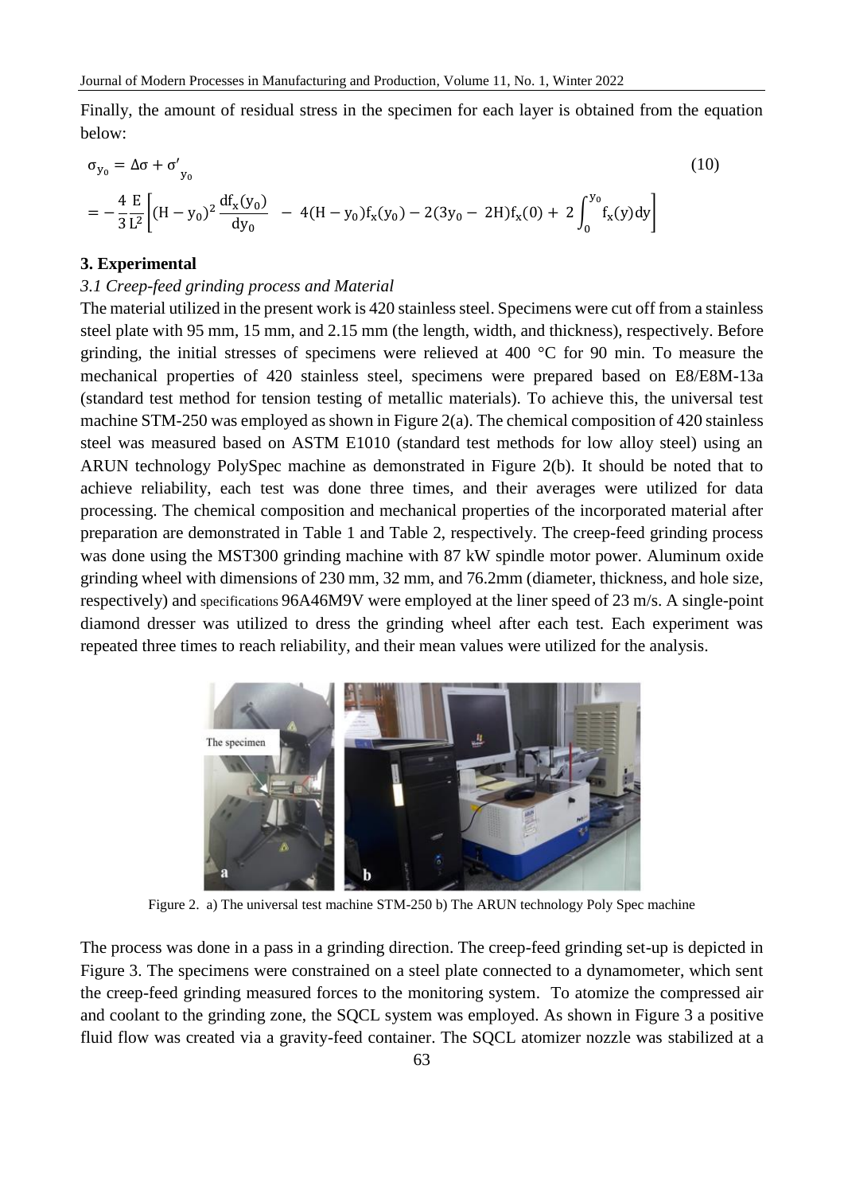Finally, the amount of residual stress in the specimen for each layer is obtained from the equation below:

$$\sigma_{y_0} = \Delta\sigma + \sigma'_{y_0} \tag{10}$$

$$= -\frac{4}{3}\frac{E}{L^2}\left[(H - y_0)^2 \frac{df_x(y_0)}{dy_0} - 4(H - y_0)f_x(y_0) - 2(3y_0 - 2H)f_x(0) + 2\int_0^{y_0} f_x(y)dy\right]$$

## 3. Experimental

### *3.1 Creep-feed grinding process and Material*

The material utilized in the present work is 420 stainless steel. Specimens were cut off from a stainless steel plate with 95 mm, 15 mm, and 2.15 mm (the length, width, and thickness), respectively. Before grinding, the initial stresses of specimens were relieved at 400 °C for 90 min. To measure the mechanical properties of 420 stainless steel, specimens were prepared based on E8/E8M-13a (standard test method for tension testing of metallic materials). To achieve this, the universal test machine STM-250 was employed as shown in Figure 2(a). The chemical composition of 420 stainless steel was measured based on ASTM E1010 (standard test methods for low alloy steel) using an ARUN technology PolySpec machine as demonstrated in Figure 2(b). It should be noted that to achieve reliability, each test was done three times, and their averages were utilized for data processing. The chemical composition and mechanical properties of the incorporated material after preparation are demonstrated in Table 1 and Table 2, respectively. The creep-feed grinding process was done using the MST300 grinding machine with 87 kW spindle motor power. Aluminum oxide grinding wheel with dimensions of 230 mm, 32 mm, and 76.2mm (diameter, thickness, and hole size, respectively) and specifications 96A46M9V were employed at the liner speed of 23 m/s. A single-point diamond dresser was utilized to dress the grinding wheel after each test. Each experiment was repeated three times to reach reliability, and their mean values were utilized for the analysis.

Figure 2. a) The universal test machine STM-250 b) The ARUN technology Poly Spec machine

The process was done in a pass in a grinding direction. The creep-feed grinding set-up is depicted in Figure 3. The specimens were constrained on a steel plate connected to a dynamometer, which sent the creep-feed grinding measured forces to the monitoring system. To atomize the compressed air and coolant to the grinding zone, the SQCL system was employed. As shown in Figure 3 a positive fluid flow was created via a gravity-feed container. The SQCL atomizer nozzle was stabilized at a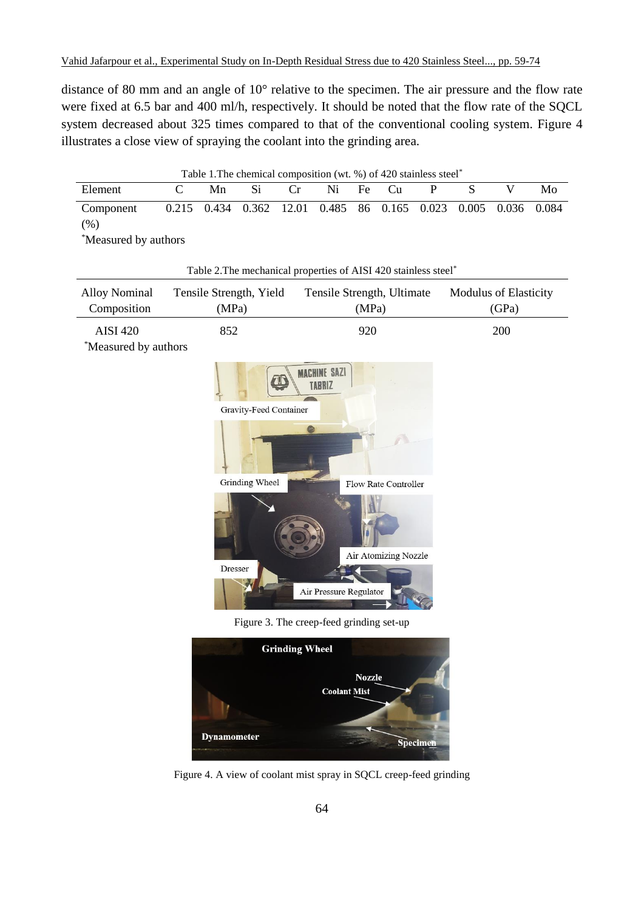distance of 80 mm and an angle of 10° relative to the specimen. The air pressure and the flow rate were fixed at 6.5 bar and 400 ml/h, respectively. It should be noted that the flow rate of the SQCL system decreased about 325 times compared to that of the conventional cooling system. Figure 4 illustrates a close view of spraying the coolant into the grinding area.

Table 1.The chemical composition (wt. %) of 420 stainless steel*

| Element | C | Mn | Si | Cr | Ni | Fe | Cu | P | S | V | Mo |
|---|---|---|---|---|---|---|---|---|---|---|---|
| Component (%) | 0.215 | 0.434 | 0.362 | 12.01 | 0.485 | 86 | 0.165 | 0.023 | 0.005 | 0.036 | 0.084 |

*Measured by authors

Table 2.The mechanical properties of AISI 420 stainless steel*

| Alloy Nominal Composition | Tensile Strength, Yield (MPa) | Tensile Strength, Ultimate (MPa) | Modulus of Elasticity (GPa) |
|---|---|---|---|
| AISI 420 | 852 | 920 | 200 |

*Measured by authors

Figure 3. The creep-feed grinding set-up

Figure 4. A view of coolant mist spray in SQCL creep-feed grinding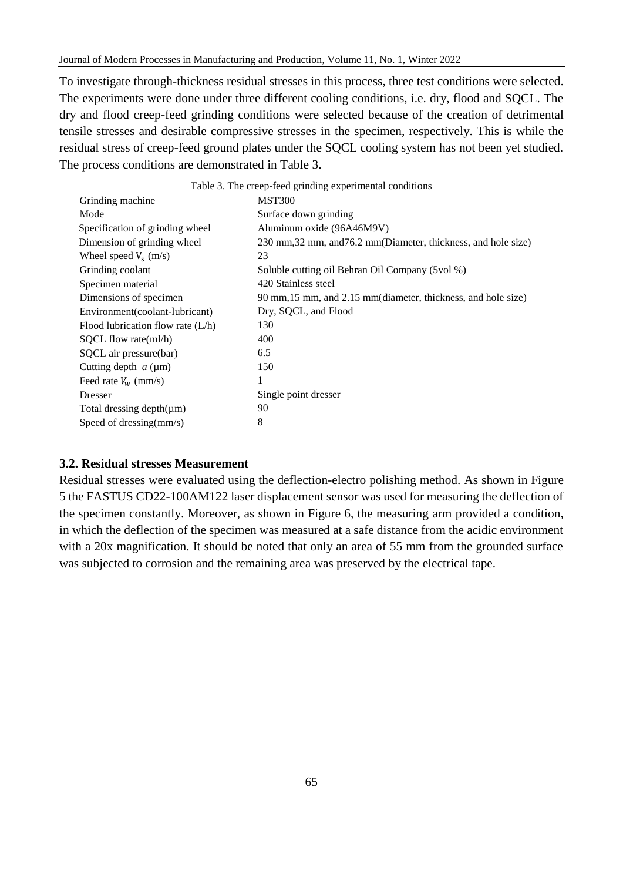To investigate through-thickness residual stresses in this process, three test conditions were selected. The experiments were done under three different cooling conditions, i.e. dry, flood and SQCL. The dry and flood creep-feed grinding conditions were selected because of the creation of detrimental tensile stresses and desirable compressive stresses in the specimen, respectively. This is while the residual stress of creep-feed ground plates under the SQCL cooling system has not been yet studied. The process conditions are demonstrated in Table 3.

Table 3. The creep-feed grinding experimental conditions

| | |
|---|---|
| Grinding machine | MST300 |
| Mode | Surface down grinding |
| Specification of grinding wheel | Aluminum oxide (96A46M9V) |
| Dimension of grinding wheel | 230 mm,32 mm, and76.2 mm(Diameter, thickness, and hole size) |
| Wheel speed $V_s$ (m/s) | 23 |
| Grinding coolant | Soluble cutting oil Behran Oil Company (5vol %) |
| Specimen material | 420 Stainless steel |
| Dimensions of specimen | 90 mm,15 mm, and 2.15 mm(diameter, thickness, and hole size) |
| Environment(coolant-lubricant) | Dry, SQCL, and Flood |
| Flood lubrication flow rate (L/h) | 130 |
| SQCL flow rate(ml/h) | 400 |
| SQCL air pressure(bar) | 6.5 |
| Cutting depth $a$ (μm) | 150 |
| Feed rate $V_w$ (mm/s) | 1 |
| Dresser | Single point dresser |
| Total dressing depth(μm) | 90 |
| Speed of dressing(mm/s) | 8 |

### 3.2. Residual stresses Measurement

Residual stresses were evaluated using the deflection-electro polishing method. As shown in Figure 5 the FASTUS CD22-100AM122 laser displacement sensor was used for measuring the deflection of the specimen constantly. Moreover, as shown in Figure 6, the measuring arm provided a condition, in which the deflection of the specimen was measured at a safe distance from the acidic environment with a 20x magnification. It should be noted that only an area of 55 mm from the grounded surface was subjected to corrosion and the remaining area was preserved by the electrical tape.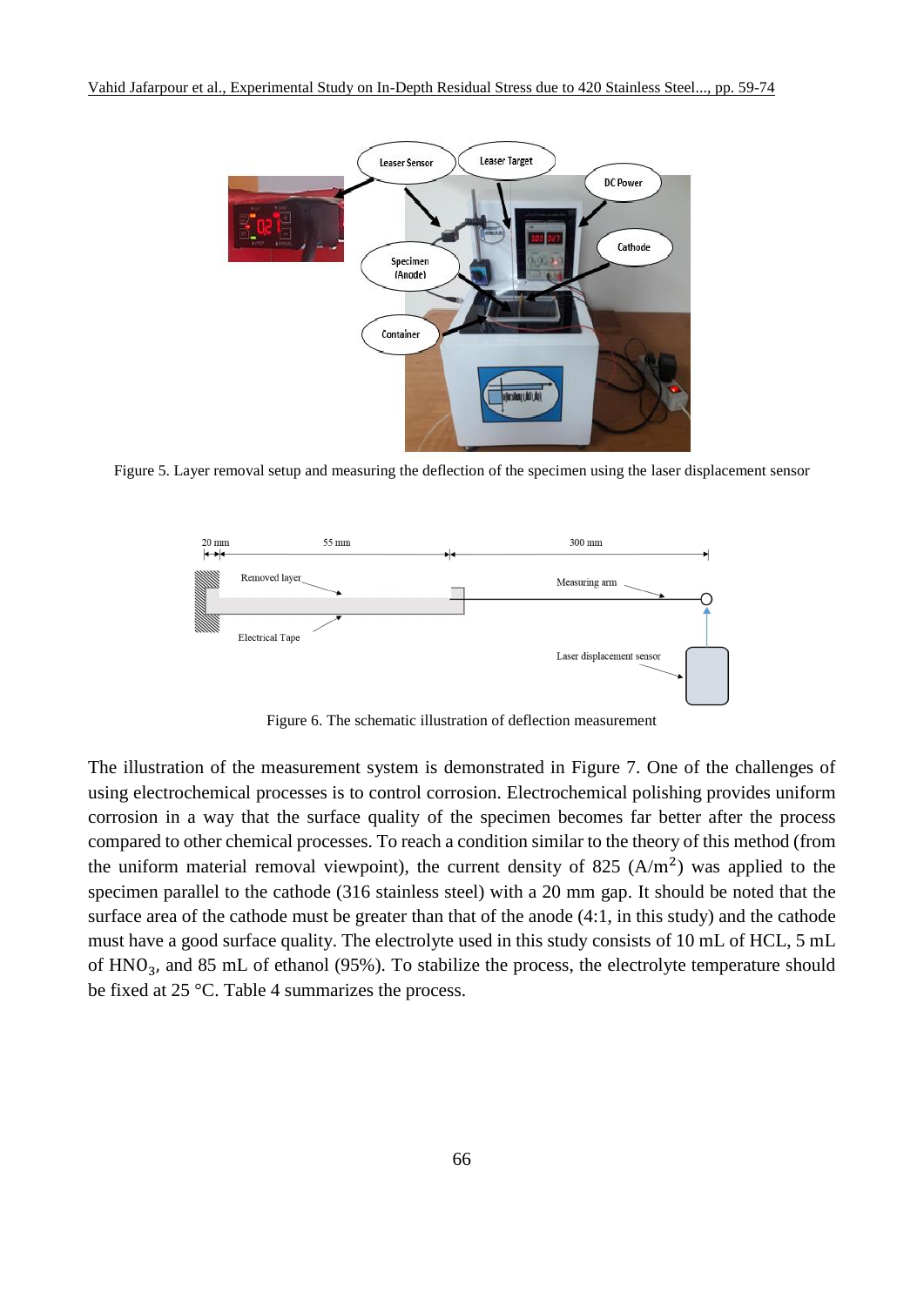Figure 5. Layer removal setup and measuring the deflection of the specimen using the laser displacement sensor

Figure 6. The schematic illustration of deflection measurement

The illustration of the measurement system is demonstrated in Figure 7. One of the challenges of using electrochemical processes is to control corrosion. Electrochemical polishing provides uniform corrosion in a way that the surface quality of the specimen becomes far better after the process compared to other chemical processes. To reach a condition similar to the theory of this method (from the uniform material removal viewpoint), the current density of 825 ($A/m^2$) was applied to the specimen parallel to the cathode (316 stainless steel) with a 20 mm gap. It should be noted that the surface area of the cathode must be greater than that of the anode (4:1, in this study) and the cathode must have a good surface quality. The electrolyte used in this study consists of 10 mL of HCL, 5 mL of $HNO_3$, and 85 mL of ethanol (95%). To stabilize the process, the electrolyte temperature should be fixed at 25 °C. Table 4 summarizes the process.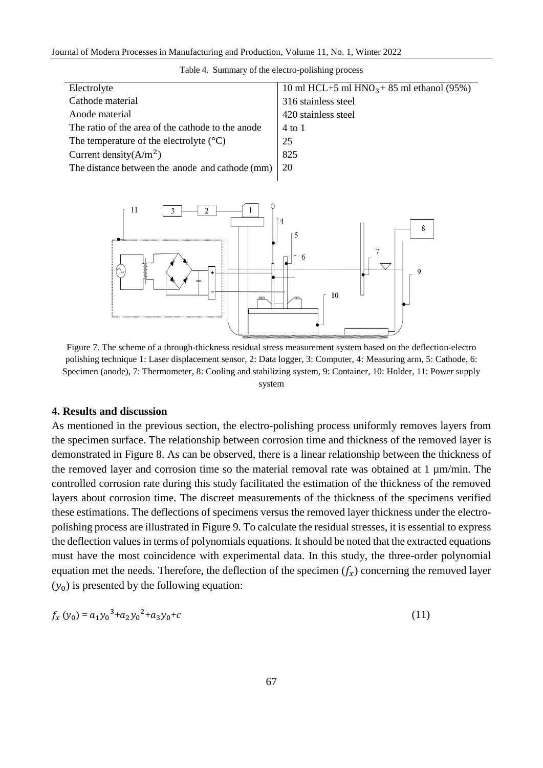Table 4. Summary of the electro-polishing process

| Electrolyte | 10 ml HCL+5 ml $HNO_3$ + 85 ml ethanol (95%) |
|---|---|
| Cathode material | 316 stainless steel |
| Anode material | 420 stainless steel |
| The ratio of the area of the cathode to the anode | 4 to 1 |
| The temperature of the electrolyte (°C) | 25 |
| Current density($A/m^2$) | 825 |
| The distance between the anode and cathode (mm) | 20 |

Figure 7. The scheme of a through-thickness residual stress measurement system based on the deflection-electro polishing technique 1: Laser displacement sensor, 2: Data logger, 3: Computer, 4: Measuring arm, 5: Cathode, 6: Specimen (anode), 7: Thermometer, 8: Cooling and stabilizing system, 9: Container, 10: Holder, 11: Power supply system

## 4. Results and discussion

As mentioned in the previous section, the electro-polishing process uniformly removes layers from the specimen surface. The relationship between corrosion time and thickness of the removed layer is demonstrated in Figure 8. As can be observed, there is a linear relationship between the thickness of the removed layer and corrosion time so the material removal rate was obtained at 1 μm/min. The controlled corrosion rate during this study facilitated the estimation of the thickness of the removed layers about corrosion time. The discreet measurements of the thickness of the specimens verified these estimations. The deflections of specimens versus the removed layer thickness under the electro-polishing process are illustrated in Figure 9. To calculate the residual stresses, it is essential to express the deflection values in terms of polynomials equations. It should be noted that the extracted equations must have the most coincidence with experimental data. In this study, the three-order polynomial equation met the needs. Therefore, the deflection of the specimen ($f_x$) concerning the removed layer ($y_0$) is presented by the following equation:

$$f_x\,(y_0) = a_1 {y_0}^3 + a_2 {y_0}^2 + a_3 y_0 + c \tag{11}$$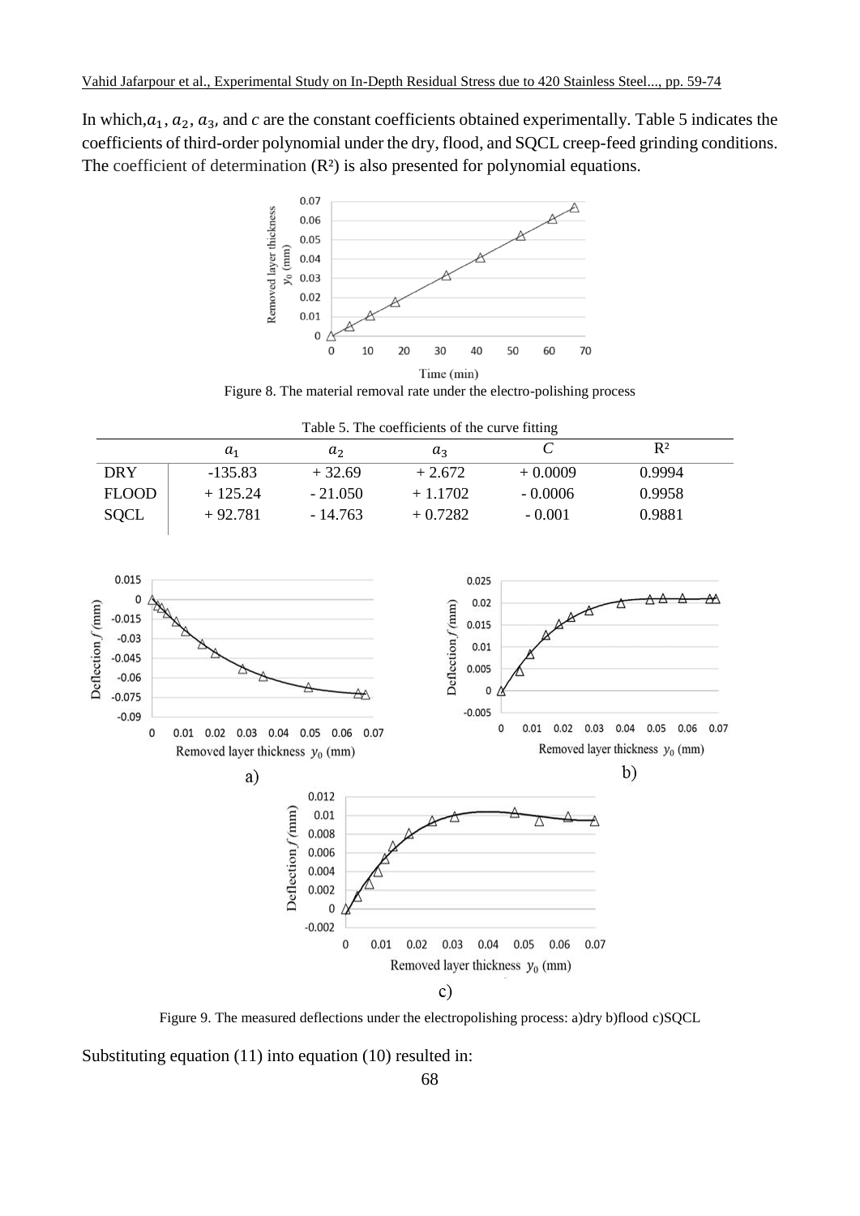In which, $a_1$, $a_2$, $a_3$, and *c* are the constant coefficients obtained experimentally. Table 5 indicates the coefficients of third-order polynomial under the dry, flood, and SQCL creep-feed grinding conditions. The coefficient of determination ($R^2$) is also presented for polynomial equations.

Figure 8. The material removal rate under the electro-polishing process

Table 5. The coefficients of the curve fitting

| | $a_1$ | $a_2$ | $a_3$ | $C$ | $R^2$ |
|---|---|---|---|---|---|
| DRY | -135.83 | + 32.69 | + 2.672 | + 0.0009 | 0.9994 |
| FLOOD | + 125.24 | - 21.050 | + 1.1702 | - 0.0006 | 0.9958 |
| SQCL | + 92.781 | - 14.763 | + 0.7282 | - 0.001 | 0.9881 |

Figure 9. The measured deflections under the electropolishing process: a)dry b)flood c)SQCL

Substituting equation (11) into equation (10) resulted in: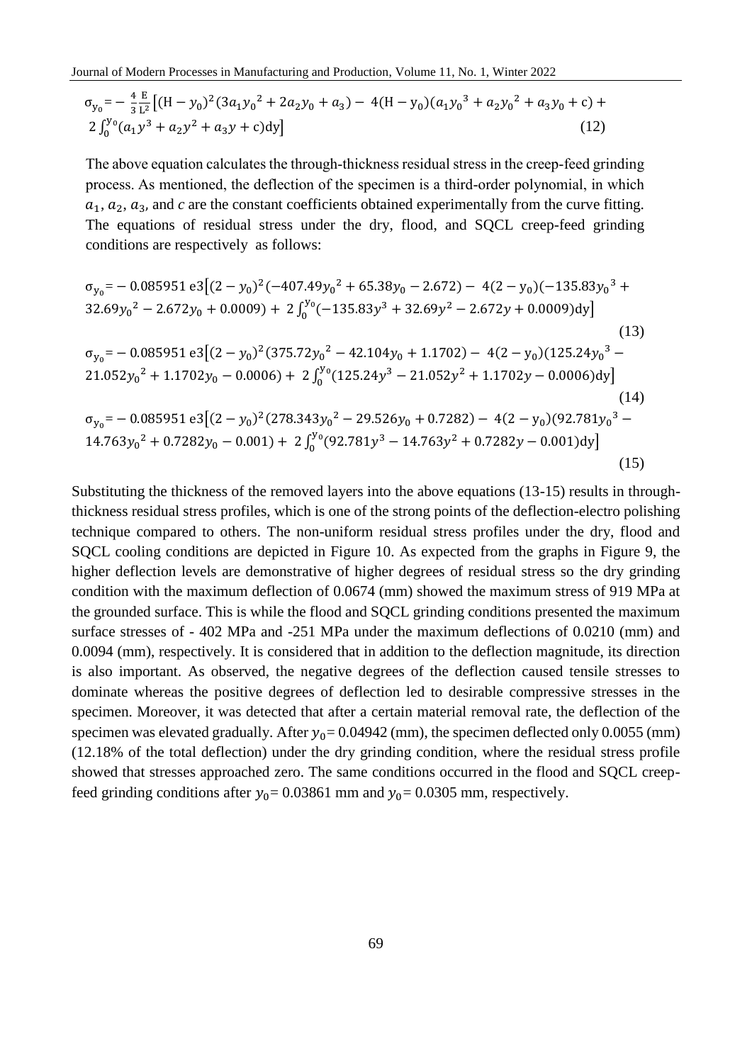$$\sigma_{y_0} = -\frac{4}{3}\frac{E}{L^2}\left[(H - y_0)^2(3a_1{y_0}^2 + 2a_2y_0 + a_3) - 4(H - y_0)(a_1{y_0}^3 + a_2{y_0}^2 + a_3y_0 + c) + 2\int_0^{y_0}(a_1y^3 + a_2y^2 + a_3y + c)dy\right] \tag{12}$$

The above equation calculates the through-thickness residual stress in the creep-feed grinding process. As mentioned, the deflection of the specimen is a third-order polynomial, in which $a_1$, $a_2$, $a_3$, and $c$ are the constant coefficients obtained experimentally from the curve fitting. The equations of residual stress under the dry, flood, and SQCL creep-feed grinding conditions are respectively as follows:

$$\sigma_{y_0} = -0.085951\text{ e3}\left[(2 - y_0)^2(-407.49{y_0}^2 + 65.38y_0 - 2.672) - 4(2 - y_0)(-135.83{y_0}^3 + 32.69{y_0}^2 - 2.672y_0 + 0.0009) + 2\int_0^{y_0}(-135.83y^3 + 32.69y^2 - 2.672y + 0.0009)dy\right] \tag{13}$$

$$\sigma_{y_0} = -0.085951\text{ e3}\left[(2 - y_0)^2(375.72{y_0}^2 - 42.104y_0 + 1.1702) - 4(2 - y_0)(125.24{y_0}^3 - 21.052{y_0}^2 + 1.1702y_0 - 0.0006) + 2\int_0^{y_0}(125.24y^3 - 21.052y^2 + 1.1702y - 0.0006)dy\right] \tag{14}$$

$$\sigma_{y_0} = -0.085951\text{ e3}\left[(2 - y_0)^2(278.343{y_0}^2 - 29.526y_0 + 0.7282) - 4(2 - y_0)(92.781{y_0}^3 - 14.763{y_0}^2 + 0.7282y_0 - 0.001) + 2\int_0^{y_0}(92.781y^3 - 14.763y^2 + 0.7282y - 0.001)dy\right] \tag{15}$$

Substituting the thickness of the removed layers into the above equations (13-15) results in through-thickness residual stress profiles, which is one of the strong points of the deflection-electro polishing technique compared to others. The non-uniform residual stress profiles under the dry, flood and SQCL cooling conditions are depicted in Figure 10. As expected from the graphs in Figure 9, the higher deflection levels are demonstrative of higher degrees of residual stress so the dry grinding condition with the maximum deflection of 0.0674 (mm) showed the maximum stress of 919 MPa at the grounded surface. This is while the flood and SQCL grinding conditions presented the maximum surface stresses of - 402 MPa and -251 MPa under the maximum deflections of 0.0210 (mm) and 0.0094 (mm), respectively. It is considered that in addition to the deflection magnitude, its direction is also important. As observed, the negative degrees of the deflection caused tensile stresses to dominate whereas the positive degrees of deflection led to desirable compressive stresses in the specimen. Moreover, it was detected that after a certain material removal rate, the deflection of the specimen was elevated gradually. After $y_0 = 0.04942$ (mm), the specimen deflected only 0.0055 (mm) (12.18% of the total deflection) under the dry grinding condition, where the residual stress profile showed that stresses approached zero. The same conditions occurred in the flood and SQCL creep-feed grinding conditions after $y_0 = 0.03861$ mm and $y_0 = 0.0305$ mm, respectively.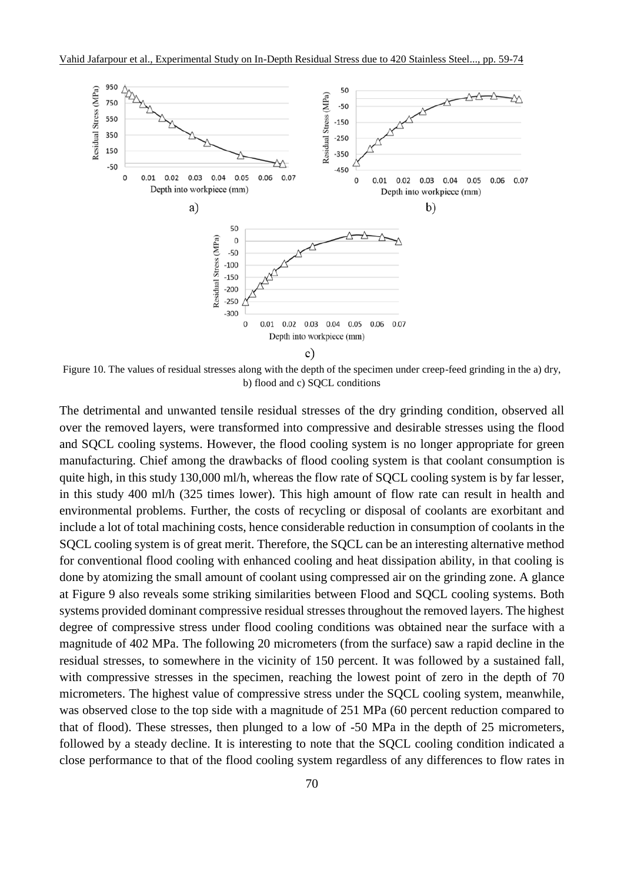Figure 10. The values of residual stresses along with the depth of the specimen under creep-feed grinding in the a) dry, b) flood and c) SQCL conditions

The detrimental and unwanted tensile residual stresses of the dry grinding condition, observed all over the removed layers, were transformed into compressive and desirable stresses using the flood and SQCL cooling systems. However, the flood cooling system is no longer appropriate for green manufacturing. Chief among the drawbacks of flood cooling system is that coolant consumption is quite high, in this study 130,000 ml/h, whereas the flow rate of SQCL cooling system is by far lesser, in this study 400 ml/h (325 times lower). This high amount of flow rate can result in health and environmental problems. Further, the costs of recycling or disposal of coolants are exorbitant and include a lot of total machining costs, hence considerable reduction in consumption of coolants in the SQCL cooling system is of great merit. Therefore, the SQCL can be an interesting alternative method for conventional flood cooling with enhanced cooling and heat dissipation ability, in that cooling is done by atomizing the small amount of coolant using compressed air on the grinding zone. A glance at Figure 9 also reveals some striking similarities between Flood and SQCL cooling systems. Both systems provided dominant compressive residual stresses throughout the removed layers. The highest degree of compressive stress under flood cooling conditions was obtained near the surface with a magnitude of 402 MPa. The following 20 micrometers (from the surface) saw a rapid decline in the residual stresses, to somewhere in the vicinity of 150 percent. It was followed by a sustained fall, with compressive stresses in the specimen, reaching the lowest point of zero in the depth of 70 micrometers. The highest value of compressive stress under the SQCL cooling system, meanwhile, was observed close to the top side with a magnitude of 251 MPa (60 percent reduction compared to that of flood). These stresses, then plunged to a low of -50 MPa in the depth of 25 micrometers, followed by a steady decline. It is interesting to note that the SQCL cooling condition indicated a close performance to that of the flood cooling system regardless of any differences to flow rates in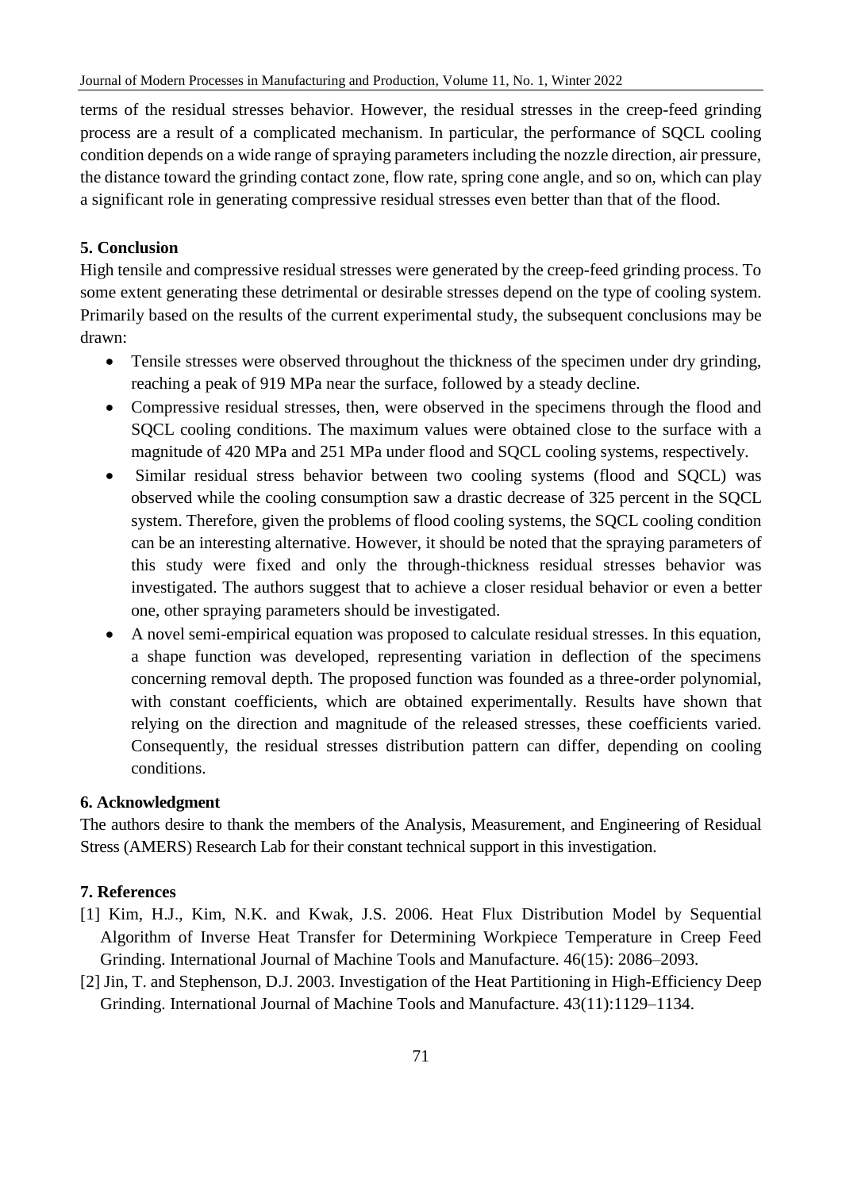terms of the residual stresses behavior. However, the residual stresses in the creep-feed grinding process are a result of a complicated mechanism. In particular, the performance of SQCL cooling condition depends on a wide range of spraying parameters including the nozzle direction, air pressure, the distance toward the grinding contact zone, flow rate, spring cone angle, and so on, which can play a significant role in generating compressive residual stresses even better than that of the flood.

## 5. Conclusion

High tensile and compressive residual stresses were generated by the creep-feed grinding process. To some extent generating these detrimental or desirable stresses depend on the type of cooling system. Primarily based on the results of the current experimental study, the subsequent conclusions may be drawn:

- Tensile stresses were observed throughout the thickness of the specimen under dry grinding, reaching a peak of 919 MPa near the surface, followed by a steady decline.
- Compressive residual stresses, then, were observed in the specimens through the flood and SQCL cooling conditions. The maximum values were obtained close to the surface with a magnitude of 420 MPa and 251 MPa under flood and SQCL cooling systems, respectively.
- Similar residual stress behavior between two cooling systems (flood and SQCL) was observed while the cooling consumption saw a drastic decrease of 325 percent in the SQCL system. Therefore, given the problems of flood cooling systems, the SQCL cooling condition can be an interesting alternative. However, it should be noted that the spraying parameters of this study were fixed and only the through-thickness residual stresses behavior was investigated. The authors suggest that to achieve a closer residual behavior or even a better one, other spraying parameters should be investigated.
- A novel semi-empirical equation was proposed to calculate residual stresses. In this equation, a shape function was developed, representing variation in deflection of the specimens concerning removal depth. The proposed function was founded as a three-order polynomial, with constant coefficients, which are obtained experimentally. Results have shown that relying on the direction and magnitude of the released stresses, these coefficients varied. Consequently, the residual stresses distribution pattern can differ, depending on cooling conditions.

## 6. Acknowledgment

The authors desire to thank the members of the Analysis, Measurement, and Engineering of Residual Stress (AMERS) Research Lab for their constant technical support in this investigation.

## 7. References

[1] Kim, H.J., Kim, N.K. and Kwak, J.S. 2006. Heat Flux Distribution Model by Sequential Algorithm of Inverse Heat Transfer for Determining Workpiece Temperature in Creep Feed Grinding. International Journal of Machine Tools and Manufacture. 46(15): 2086–2093.

[2] Jin, T. and Stephenson, D.J. 2003. Investigation of the Heat Partitioning in High-Efficiency Deep Grinding. International Journal of Machine Tools and Manufacture. 43(11):1129–1134.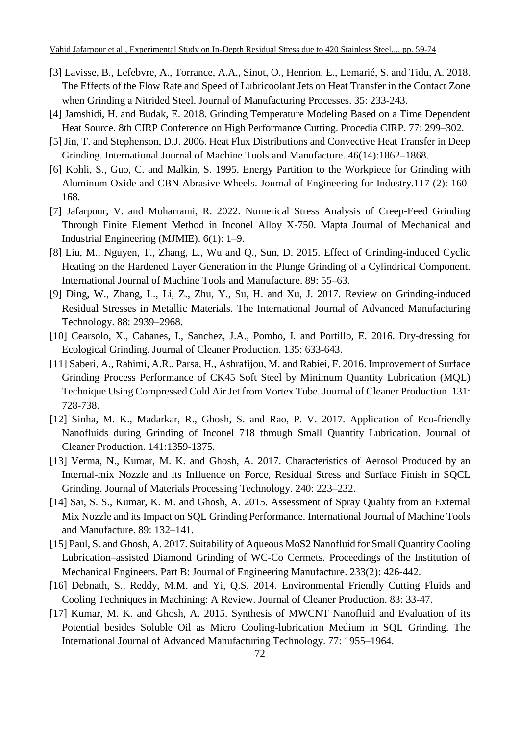[3] Lavisse, B., Lefebvre, A., Torrance, A.A., Sinot, O., Henrion, E., Lemarié, S. and Tidu, A. 2018. The Effects of the Flow Rate and Speed of Lubricoolant Jets on Heat Transfer in the Contact Zone when Grinding a Nitrided Steel. Journal of Manufacturing Processes. 35: 233-243.

[4] Jamshidi, H. and Budak, E. 2018. Grinding Temperature Modeling Based on a Time Dependent Heat Source. 8th CIRP Conference on High Performance Cutting. Procedia CIRP. 77: 299–302.

[5] Jin, T. and Stephenson, D.J. 2006. Heat Flux Distributions and Convective Heat Transfer in Deep Grinding. International Journal of Machine Tools and Manufacture. 46(14):1862–1868.

[6] Kohli, S., Guo, C. and Malkin, S. 1995. Energy Partition to the Workpiece for Grinding with Aluminum Oxide and CBN Abrasive Wheels. Journal of Engineering for Industry.117 (2): 160-168.

[7] Jafarpour, V. and Moharrami, R. 2022. Numerical Stress Analysis of Creep-Feed Grinding Through Finite Element Method in Inconel Alloy X-750. Mapta Journal of Mechanical and Industrial Engineering (MJMIE). 6(1): 1–9.

[8] Liu, M., Nguyen, T., Zhang, L., Wu and Q., Sun, D. 2015. Effect of Grinding-induced Cyclic Heating on the Hardened Layer Generation in the Plunge Grinding of a Cylindrical Component. International Journal of Machine Tools and Manufacture. 89: 55–63.

[9] Ding, W., Zhang, L., Li, Z., Zhu, Y., Su, H. and Xu, J. 2017. Review on Grinding-induced Residual Stresses in Metallic Materials. The International Journal of Advanced Manufacturing Technology. 88: 2939–2968.

[10] Cearsolo, X., Cabanes, I., Sanchez, J.A., Pombo, I. and Portillo, E. 2016. Dry-dressing for Ecological Grinding. Journal of Cleaner Production. 135: 633-643.

[11] Saberi, A., Rahimi, A.R., Parsa, H., Ashrafijou, M. and Rabiei, F. 2016. Improvement of Surface Grinding Process Performance of CK45 Soft Steel by Minimum Quantity Lubrication (MQL) Technique Using Compressed Cold Air Jet from Vortex Tube. Journal of Cleaner Production. 131: 728-738.

[12] Sinha, M. K., Madarkar, R., Ghosh, S. and Rao, P. V. 2017. Application of Eco-friendly Nanofluids during Grinding of Inconel 718 through Small Quantity Lubrication. Journal of Cleaner Production. 141:1359-1375.

[13] Verma, N., Kumar, M. K. and Ghosh, A. 2017. Characteristics of Aerosol Produced by an Internal-mix Nozzle and its Influence on Force, Residual Stress and Surface Finish in SQCL Grinding. Journal of Materials Processing Technology. 240: 223–232.

[14] Sai, S. S., Kumar, K. M. and Ghosh, A. 2015. Assessment of Spray Quality from an External Mix Nozzle and its Impact on SQL Grinding Performance. International Journal of Machine Tools and Manufacture. 89: 132–141.

[15] Paul, S. and Ghosh, A. 2017. Suitability of Aqueous MoS2 Nanofluid for Small Quantity Cooling Lubrication–assisted Diamond Grinding of WC-Co Cermets. Proceedings of the Institution of Mechanical Engineers. Part B: Journal of Engineering Manufacture. 233(2): 426-442.

[16] Debnath, S., Reddy, M.M. and Yi, Q.S. 2014. Environmental Friendly Cutting Fluids and Cooling Techniques in Machining: A Review. Journal of Cleaner Production. 83: 33-47.

[17] Kumar, M. K. and Ghosh, A. 2015. Synthesis of MWCNT Nanofluid and Evaluation of its Potential besides Soluble Oil as Micro Cooling-lubrication Medium in SQL Grinding. The International Journal of Advanced Manufacturing Technology. 77: 1955–1964.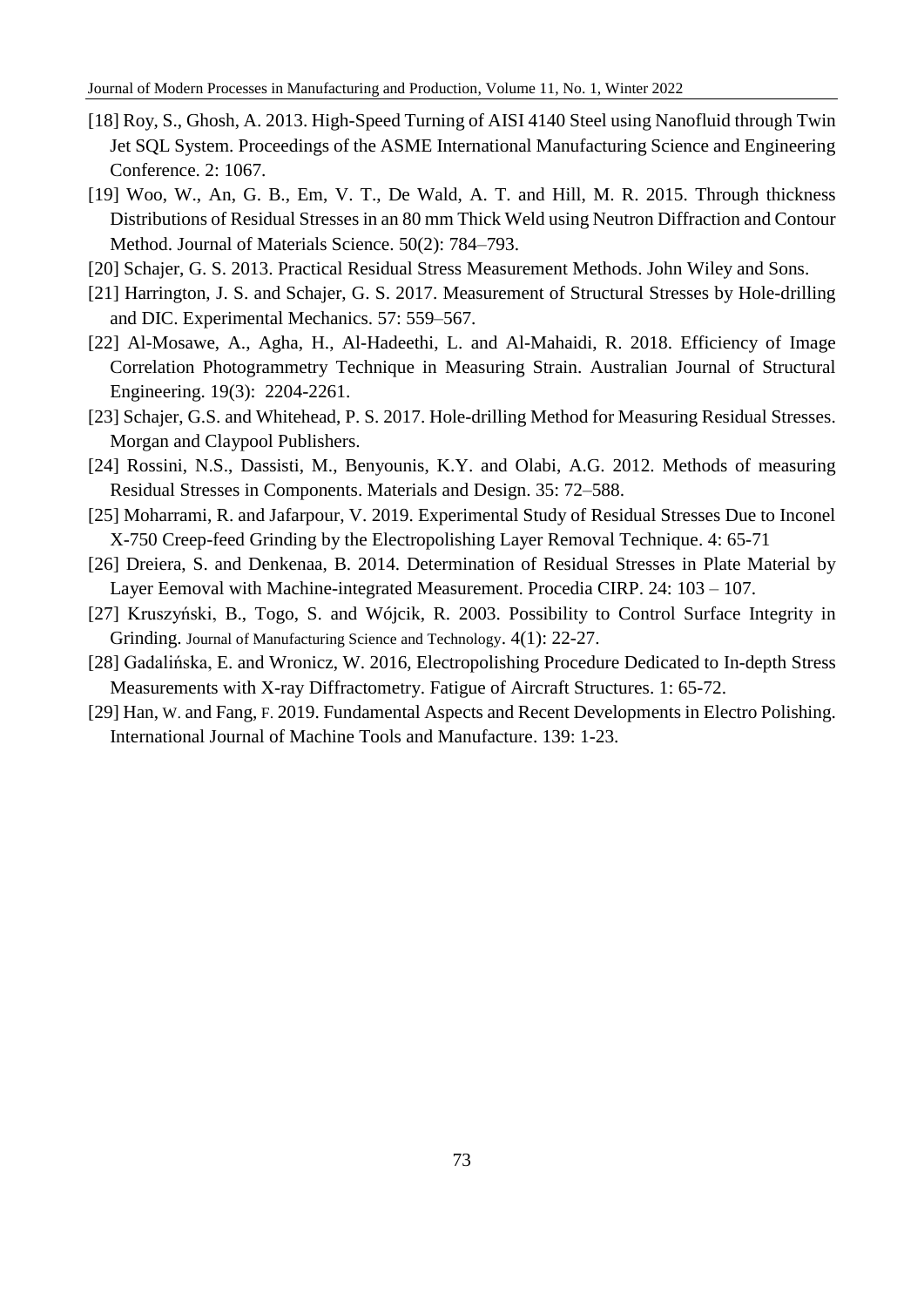[18] Roy, S., Ghosh, A. 2013. High-Speed Turning of AISI 4140 Steel using Nanofluid through Twin Jet SQL System. Proceedings of the ASME International Manufacturing Science and Engineering Conference. 2: 1067.

[19] Woo, W., An, G. B., Em, V. T., De Wald, A. T. and Hill, M. R. 2015. Through thickness Distributions of Residual Stresses in an 80 mm Thick Weld using Neutron Diffraction and Contour Method. Journal of Materials Science. 50(2): 784–793.

[20] Schajer, G. S. 2013. Practical Residual Stress Measurement Methods. John Wiley and Sons.

[21] Harrington, J. S. and Schajer, G. S. 2017. Measurement of Structural Stresses by Hole-drilling and DIC. Experimental Mechanics. 57: 559–567.

[22] Al-Mosawe, A., Agha, H., Al-Hadeethi, L. and Al-Mahaidi, R. 2018. Efficiency of Image Correlation Photogrammetry Technique in Measuring Strain. Australian Journal of Structural Engineering. 19(3): 2204-2261.

[23] Schajer, G.S. and Whitehead, P. S. 2017. Hole-drilling Method for Measuring Residual Stresses. Morgan and Claypool Publishers.

[24] Rossini, N.S., Dassisti, M., Benyounis, K.Y. and Olabi, A.G. 2012. Methods of measuring Residual Stresses in Components. Materials and Design. 35: 72–588.

[25] Moharrami, R. and Jafarpour, V. 2019. Experimental Study of Residual Stresses Due to Inconel X-750 Creep-feed Grinding by the Electropolishing Layer Removal Technique. 4: 65-71

[26] Dreiera, S. and Denkenaa, B. 2014. Determination of Residual Stresses in Plate Material by Layer Eemoval with Machine-integrated Measurement. Procedia CIRP. 24: 103 – 107.

[27] Kruszyński, B., Togo, S. and Wójcik, R. 2003. Possibility to Control Surface Integrity in Grinding. Journal of Manufacturing Science and Technology. 4(1): 22-27.

[28] Gadalińska, E. and Wronicz, W. 2016, Electropolishing Procedure Dedicated to In-depth Stress Measurements with X-ray Diffractometry. Fatigue of Aircraft Structures. 1: 65-72.

[29] Han, W. and Fang, F. 2019. Fundamental Aspects and Recent Developments in Electro Polishing. International Journal of Machine Tools and Manufacture. 139: 1-23.